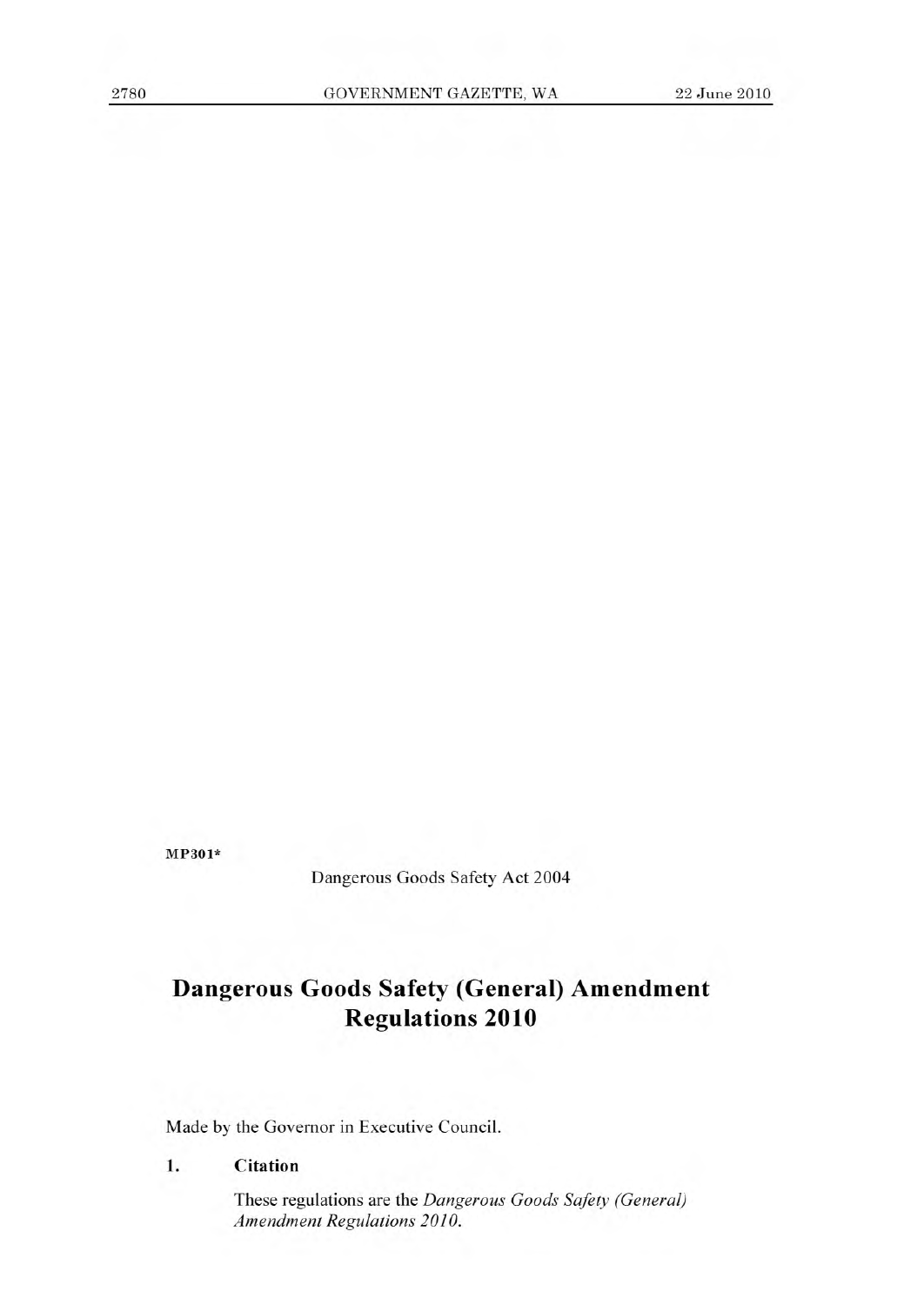MP301*

Dangerous Goods Safety Act 2004

# Dangerous Goods Safety (General) Amendment Regulations 2010

Made by the Governor in Executive Council.

**1. Citation**

These regulations are the *Dangerous Goods Safety (General) Amendment Regulations 2010*.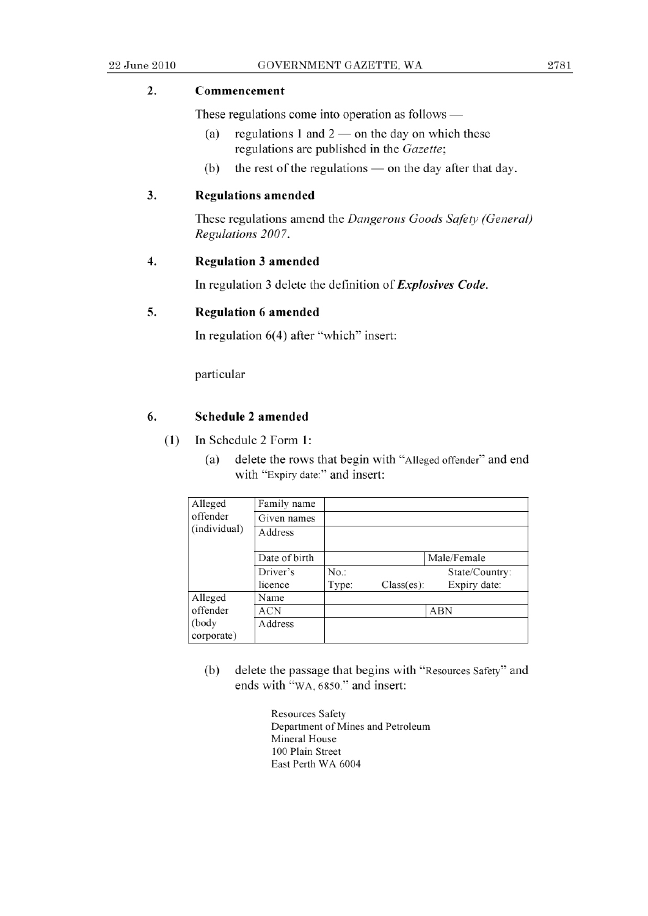## 2. Commencement

These regulations come into operation as follows —

(a) regulations 1 and 2 — on the day on which these regulations are published in the *Gazette*;

(b) the rest of the regulations — on the day after that day.

## 3. Regulations amended

These regulations amend the *Dangerous Goods Safety (General) Regulations 2007*.

## 4. Regulation 3 amended

In regulation 3 delete the definition of ***Explosives Code***.

## 5. Regulation 6 amended

In regulation 6(4) after "which" insert:

particular

## 6. Schedule 2 amended

(1) In Schedule 2 Form 1:

(a) delete the rows that begin with "Alleged offender" and end with "Expiry date:" and insert:

| | | | |
|---|---|---|---|
| Alleged offender (individual) | Family name | | |
| | Given names | | |
| | Address | | |
| | Date of birth | | Male/Female |
| | Driver's licence | No.: Type: Class(es): | State/Country: Expiry date: |
| Alleged offender (body corporate) | Name | | |
| | ACN | | ABN |
| | Address | | |

(b) delete the passage that begins with "Resources Safety" and ends with "WA, 6850." and insert:

Resources Safety
Department of Mines and Petroleum
Mineral House
100 Plain Street
East Perth WA 6004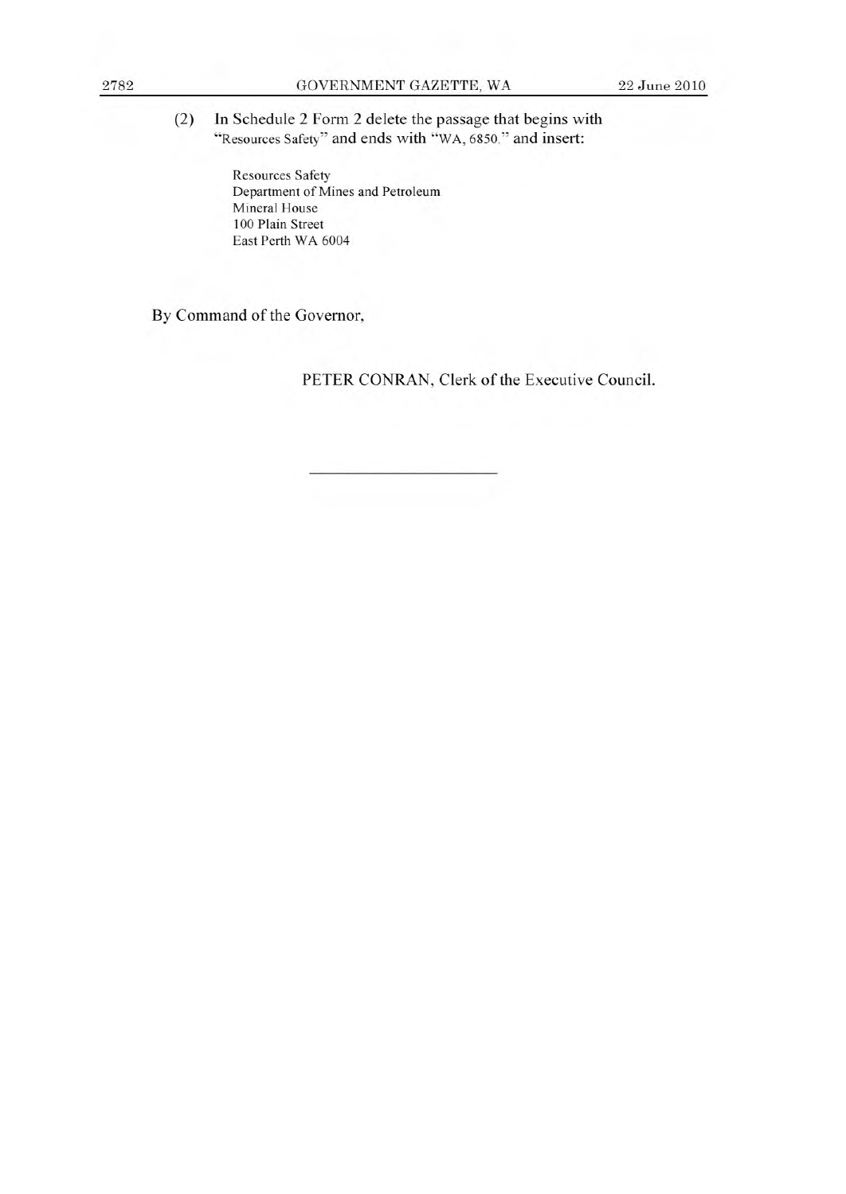(2) In Schedule 2 Form 2 delete the passage that begins with "Resources Safety" and ends with "WA, 6850." and insert:

> Resources Safety
> Department of Mines and Petroleum
> Mineral House
> 100 Plain Street
> East Perth WA 6004

By Command of the Governor,

PETER CONRAN, Clerk of the Executive Council.

---